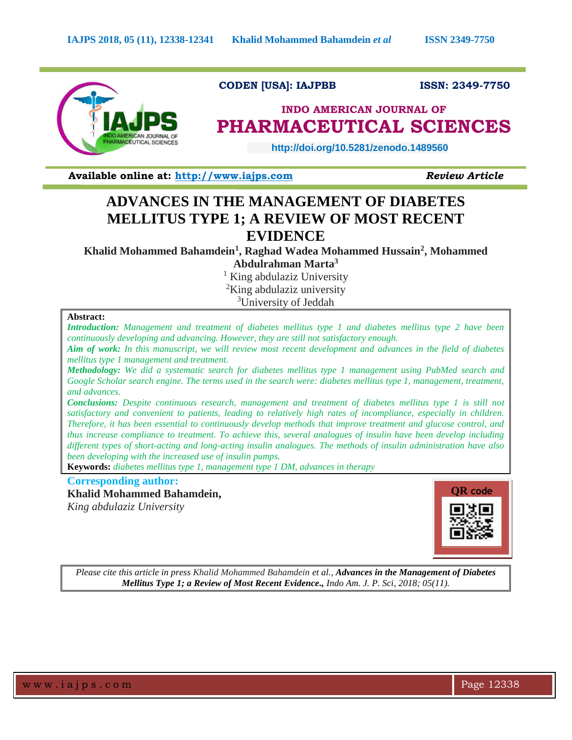CODEN [USA]: IAJPBB ISSN: 2349-7750

**INDO AMERICAN JOURNAL OF PHARMACEUTICAL SCIENCES**

http://doi.org/10.5281/zenodo.1489560

**Available online at: http://www.iajps.com** *Review Article*

# ADVANCES IN THE MANAGEMENT OF DIABETES MELLITUS TYPE 1; A REVIEW OF MOST RECENT EVIDENCE

**Khalid Mohammed Bahamdein[1], Raghad Wadea Mohammed Hussain[2], Mohammed Abdulrahman Marta[3]**

[1] King abdulaziz University
[2] King abdulaziz university
[3] University of Jeddah

**Abstract:**

***Introduction:*** *Management and treatment of diabetes mellitus type 1 and diabetes mellitus type 2 have been continuously developing and advancing. However, they are still not satisfactory enough.*

***Aim of work:*** *In this manuscript, we will review most recent development and advances in the field of diabetes mellitus type 1 management and treatment.*

***Methodology:*** *We did a systematic search for diabetes mellitus type 1 management using PubMed search and Google Scholar search engine. The terms used in the search were: diabetes mellitus type 1, management, treatment, and advances.*

***Conclusions:*** *Despite continuous research, management and treatment of diabetes mellitus type 1 is still not satisfactory and convenient to patients, leading to relatively high rates of incompliance, especially in children. Therefore, it has been essential to continuously develop methods that improve treatment and glucose control, and thus increase compliance to treatment. To achieve this, several analogues of insulin have been develop including different types of short-acting and long-acting insulin analogues. The methods of insulin administration have also been developing with the increased use of insulin pumps.*

**Keywords:** *diabetes mellitus type 1, management type 1 DM, advances in therapy*

**Corresponding author:**

**Khalid Mohammed Bahamdein,**
*King abdulaziz University*

QR code

*Please cite this article in press Khalid Mohammed Bahamdein et al., **Advances in the Management of Diabetes Mellitus Type 1; a Review of Most Recent Evidence.**, Indo Am. J. P. Sci, 2018; 05(11).*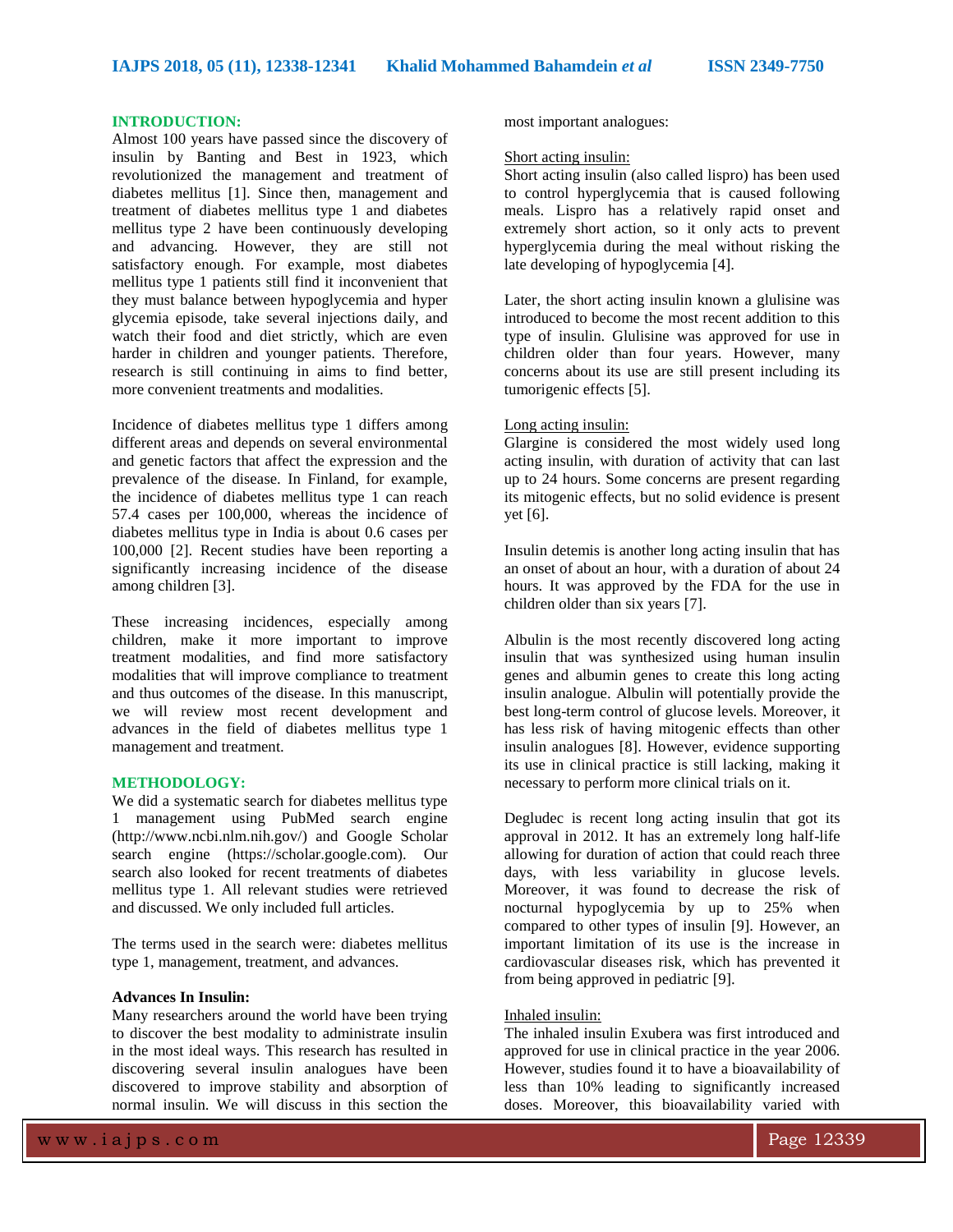## INTRODUCTION:

Almost 100 years have passed since the discovery of insulin by Banting and Best in 1923, which revolutionized the management and treatment of diabetes mellitus [1]. Since then, management and treatment of diabetes mellitus type 1 and diabetes mellitus type 2 have been continuously developing and advancing. However, they are still not satisfactory enough. For example, most diabetes mellitus type 1 patients still find it inconvenient that they must balance between hypoglycemia and hyper glycemia episode, take several injections daily, and watch their food and diet strictly, which are even harder in children and younger patients. Therefore, research is still continuing in aims to find better, more convenient treatments and modalities.

Incidence of diabetes mellitus type 1 differs among different areas and depends on several environmental and genetic factors that affect the expression and the prevalence of the disease. In Finland, for example, the incidence of diabetes mellitus type 1 can reach 57.4 cases per 100,000, whereas the incidence of diabetes mellitus type in India is about 0.6 cases per 100,000 [2]. Recent studies have been reporting a significantly increasing incidence of the disease among children [3].

These increasing incidences, especially among children, make it more important to improve treatment modalities, and find more satisfactory modalities that will improve compliance to treatment and thus outcomes of the disease. In this manuscript, we will review most recent development and advances in the field of diabetes mellitus type 1 management and treatment.

## METHODOLOGY:

We did a systematic search for diabetes mellitus type 1 management using PubMed search engine (http://www.ncbi.nlm.nih.gov/) and Google Scholar search engine (https://scholar.google.com). Our search also looked for recent treatments of diabetes mellitus type 1. All relevant studies were retrieved and discussed. We only included full articles.

The terms used in the search were: diabetes mellitus type 1, management, treatment, and advances.

### Advances In Insulin:

Many researchers around the world have been trying to discover the best modality to administrate insulin in the most ideal ways. This research has resulted in discovering several insulin analogues have been discovered to improve stability and absorption of normal insulin. We will discuss in this section the most important analogues:

#### Short acting insulin:

Short acting insulin (also called lispro) has been used to control hyperglycemia that is caused following meals. Lispro has a relatively rapid onset and extremely short action, so it only acts to prevent hyperglycemia during the meal without risking the late developing of hypoglycemia [4].

Later, the short acting insulin known a glulisine was introduced to become the most recent addition to this type of insulin. Glulisine was approved for use in children older than four years. However, many concerns about its use are still present including its tumorigenic effects [5].

#### Long acting insulin:

Glargine is considered the most widely used long acting insulin, with duration of activity that can last up to 24 hours. Some concerns are present regarding its mitogenic effects, but no solid evidence is present yet [6].

Insulin detemis is another long acting insulin that has an onset of about an hour, with a duration of about 24 hours. It was approved by the FDA for the use in children older than six years [7].

Albulin is the most recently discovered long acting insulin that was synthesized using human insulin genes and albumin genes to create this long acting insulin analogue. Albulin will potentially provide the best long-term control of glucose levels. Moreover, it has less risk of having mitogenic effects than other insulin analogues [8]. However, evidence supporting its use in clinical practice is still lacking, making it necessary to perform more clinical trials on it.

Degludec is recent long acting insulin that got its approval in 2012. It has an extremely long half-life allowing for duration of action that could reach three days, with less variability in glucose levels. Moreover, it was found to decrease the risk of nocturnal hypoglycemia by up to 25% when compared to other types of insulin [9]. However, an important limitation of its use is the increase in cardiovascular diseases risk, which has prevented it from being approved in pediatric [9].

#### Inhaled insulin:

The inhaled insulin Exubera was first introduced and approved for use in clinical practice in the year 2006. However, studies found it to have a bioavailability of less than 10% leading to significantly increased doses. Moreover, this bioavailability varied with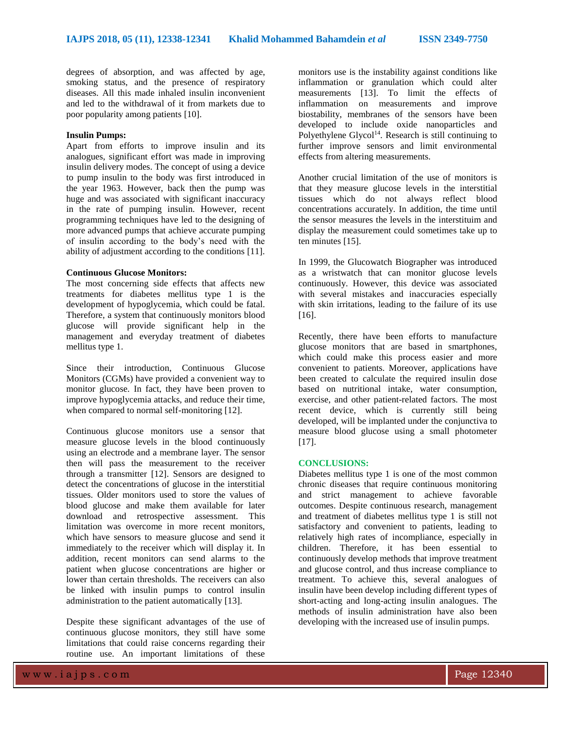degrees of absorption, and was affected by age, smoking status, and the presence of respiratory diseases. All this made inhaled insulin inconvenient and led to the withdrawal of it from markets due to poor popularity among patients [10].

**Insulin Pumps:**

Apart from efforts to improve insulin and its analogues, significant effort was made in improving insulin delivery modes. The concept of using a device to pump insulin to the body was first introduced in the year 1963. However, back then the pump was huge and was associated with significant inaccuracy in the rate of pumping insulin. However, recent programming techniques have led to the designing of more advanced pumps that achieve accurate pumping of insulin according to the body's need with the ability of adjustment according to the conditions [11].

**Continuous Glucose Monitors:**

The most concerning side effects that affects new treatments for diabetes mellitus type 1 is the development of hypoglycemia, which could be fatal. Therefore, a system that continuously monitors blood glucose will provide significant help in the management and everyday treatment of diabetes mellitus type 1.

Since their introduction, Continuous Glucose Monitors (CGMs) have provided a convenient way to monitor glucose. In fact, they have been proven to improve hypoglycemia attacks, and reduce their time, when compared to normal self-monitoring [12].

Continuous glucose monitors use a sensor that measure glucose levels in the blood continuously using an electrode and a membrane layer. The sensor then will pass the measurement to the receiver through a transmitter [12]. Sensors are designed to detect the concentrations of glucose in the interstitial tissues. Older monitors used to store the values of blood glucose and make them available for later download and retrospective assessment. This limitation was overcome in more recent monitors, which have sensors to measure glucose and send it immediately to the receiver which will display it. In addition, recent monitors can send alarms to the patient when glucose concentrations are higher or lower than certain thresholds. The receivers can also be linked with insulin pumps to control insulin administration to the patient automatically [13].

Despite these significant advantages of the use of continuous glucose monitors, they still have some limitations that could raise concerns regarding their routine use. An important limitations of these monitors use is the instability against conditions like inflammation or granulation which could alter measurements [13]. To limit the effects of inflammation on measurements and improve biostability, membranes of the sensors have been developed to include oxide nanoparticles and Polyethylene Glycol[14]. Research is still continuing to further improve sensors and limit environmental effects from altering measurements.

Another crucial limitation of the use of monitors is that they measure glucose levels in the interstitial tissues which do not always reflect blood concentrations accurately. In addition, the time until the sensor measures the levels in the interstituim and display the measurement could sometimes take up to ten minutes [15].

In 1999, the Glucowatch Biographer was introduced as a wristwatch that can monitor glucose levels continuously. However, this device was associated with several mistakes and inaccuracies especially with skin irritations, leading to the failure of its use [16].

Recently, there have been efforts to manufacture glucose monitors that are based in smartphones, which could make this process easier and more convenient to patients. Moreover, applications have been created to calculate the required insulin dose based on nutritional intake, water consumption, exercise, and other patient-related factors. The most recent device, which is currently still being developed, will be implanted under the conjunctiva to measure blood glucose using a small photometer [17].

## CONCLUSIONS:

Diabetes mellitus type 1 is one of the most common chronic diseases that require continuous monitoring and strict management to achieve favorable outcomes. Despite continuous research, management and treatment of diabetes mellitus type 1 is still not satisfactory and convenient to patients, leading to relatively high rates of incompliance, especially in children. Therefore, it has been essential to continuously develop methods that improve treatment and glucose control, and thus increase compliance to treatment. To achieve this, several analogues of insulin have been develop including different types of short-acting and long-acting insulin analogues. The methods of insulin administration have also been developing with the increased use of insulin pumps.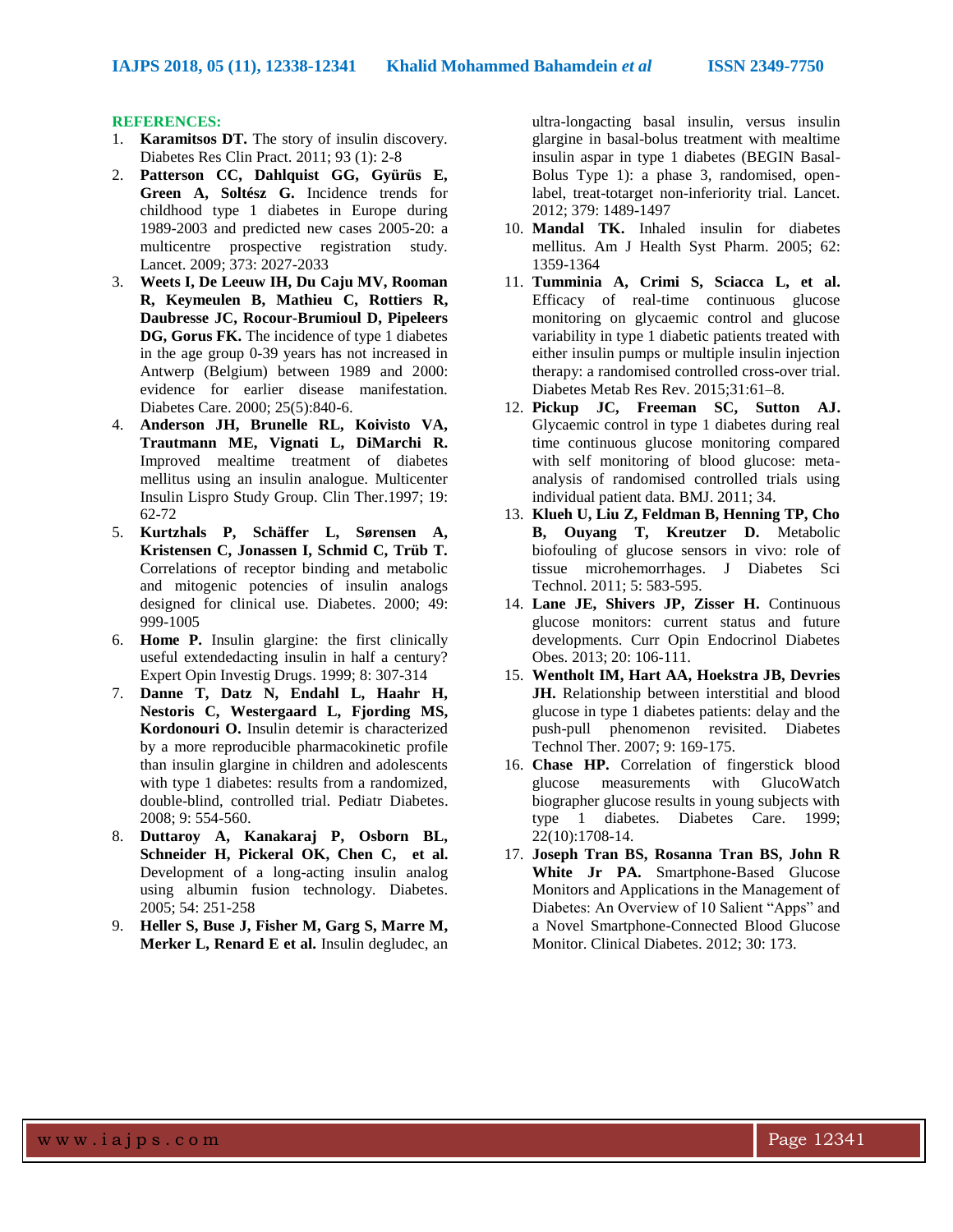**REFERENCES:**

1. **Karamitsos DT.** The story of insulin discovery. Diabetes Res Clin Pract. 2011; 93 (1): 2-8
2. **Patterson CC, Dahlquist GG, Gyürüs E, Green A, Soltész G.** Incidence trends for childhood type 1 diabetes in Europe during 1989-2003 and predicted new cases 2005-20: a multicentre prospective registration study. Lancet. 2009; 373: 2027-2033
3. **Weets I, De Leeuw IH, Du Caju MV, Rooman R, Keymeulen B, Mathieu C, Rottiers R, Daubresse JC, Rocour-Brumioul D, Pipeleers DG, Gorus FK.** The incidence of type 1 diabetes in the age group 0-39 years has not increased in Antwerp (Belgium) between 1989 and 2000: evidence for earlier disease manifestation. Diabetes Care. 2000; 25(5):840-6.
4. **Anderson JH, Brunelle RL, Koivisto VA, Trautmann ME, Vignati L, DiMarchi R.** Improved mealtime treatment of diabetes mellitus using an insulin analogue. Multicenter Insulin Lispro Study Group. Clin Ther.1997; 19: 62-72
5. **Kurtzhals P, Schäffer L, Sørensen A, Kristensen C, Jonassen I, Schmid C, Trüb T.** Correlations of receptor binding and metabolic and mitogenic potencies of insulin analogs designed for clinical use. Diabetes. 2000; 49: 999-1005
6. **Home P.** Insulin glargine: the first clinically useful extendedacting insulin in half a century? Expert Opin Investig Drugs. 1999; 8: 307-314
7. **Danne T, Datz N, Endahl L, Haahr H, Nestoris C, Westergaard L, Fjording MS, Kordonouri O.** Insulin detemir is characterized by a more reproducible pharmacokinetic profile than insulin glargine in children and adolescents with type 1 diabetes: results from a randomized, double-blind, controlled trial. Pediatr Diabetes. 2008; 9: 554-560.
8. **Duttaroy A, Kanakaraj P, Osborn BL, Schneider H, Pickeral OK, Chen C, et al.** Development of a long-acting insulin analog using albumin fusion technology. Diabetes. 2005; 54: 251-258
9. **Heller S, Buse J, Fisher M, Garg S, Marre M, Merker L, Renard E et al.** Insulin degludec, an ultra-longacting basal insulin, versus insulin glargine in basal-bolus treatment with mealtime insulin aspar in type 1 diabetes (BEGIN Basal-Bolus Type 1): a phase 3, randomised, open-label, treat-totarget non-inferiority trial. Lancet. 2012; 379: 1489-1497
10. **Mandal TK.** Inhaled insulin for diabetes mellitus. Am J Health Syst Pharm. 2005; 62: 1359-1364
11. **Tumminia A, Crimi S, Sciacca L, et al.** Efficacy of real-time continuous glucose monitoring on glycaemic control and glucose variability in type 1 diabetic patients treated with either insulin pumps or multiple insulin injection therapy: a randomised controlled cross-over trial. Diabetes Metab Res Rev. 2015;31:61–8.
12. **Pickup JC, Freeman SC, Sutton AJ.** Glycaemic control in type 1 diabetes during real time continuous glucose monitoring compared with self monitoring of blood glucose: meta-analysis of randomised controlled trials using individual patient data. BMJ. 2011; 34.
13. **Klueh U, Liu Z, Feldman B, Henning TP, Cho B, Ouyang T, Kreutzer D.** Metabolic biofouling of glucose sensors in vivo: role of tissue microhemorrhages. J Diabetes Sci Technol. 2011; 5: 583-595.
14. **Lane JE, Shivers JP, Zisser H.** Continuous glucose monitors: current status and future developments. Curr Opin Endocrinol Diabetes Obes. 2013; 20: 106-111.
15. **Wentholt IM, Hart AA, Hoekstra JB, Devries JH.** Relationship between interstitial and blood glucose in type 1 diabetes patients: delay and the push-pull phenomenon revisited. Diabetes Technol Ther. 2007; 9: 169-175.
16. **Chase HP.** Correlation of fingerstick blood glucose measurements with GlucoWatch biographer glucose results in young subjects with type 1 diabetes. Diabetes Care. 1999; 22(10):1708-14.
17. **Joseph Tran BS, Rosanna Tran BS, John R White Jr PA.** Smartphone-Based Glucose Monitors and Applications in the Management of Diabetes: An Overview of 10 Salient "Apps" and a Novel Smartphone-Connected Blood Glucose Monitor. Clinical Diabetes. 2012; 30: 173.